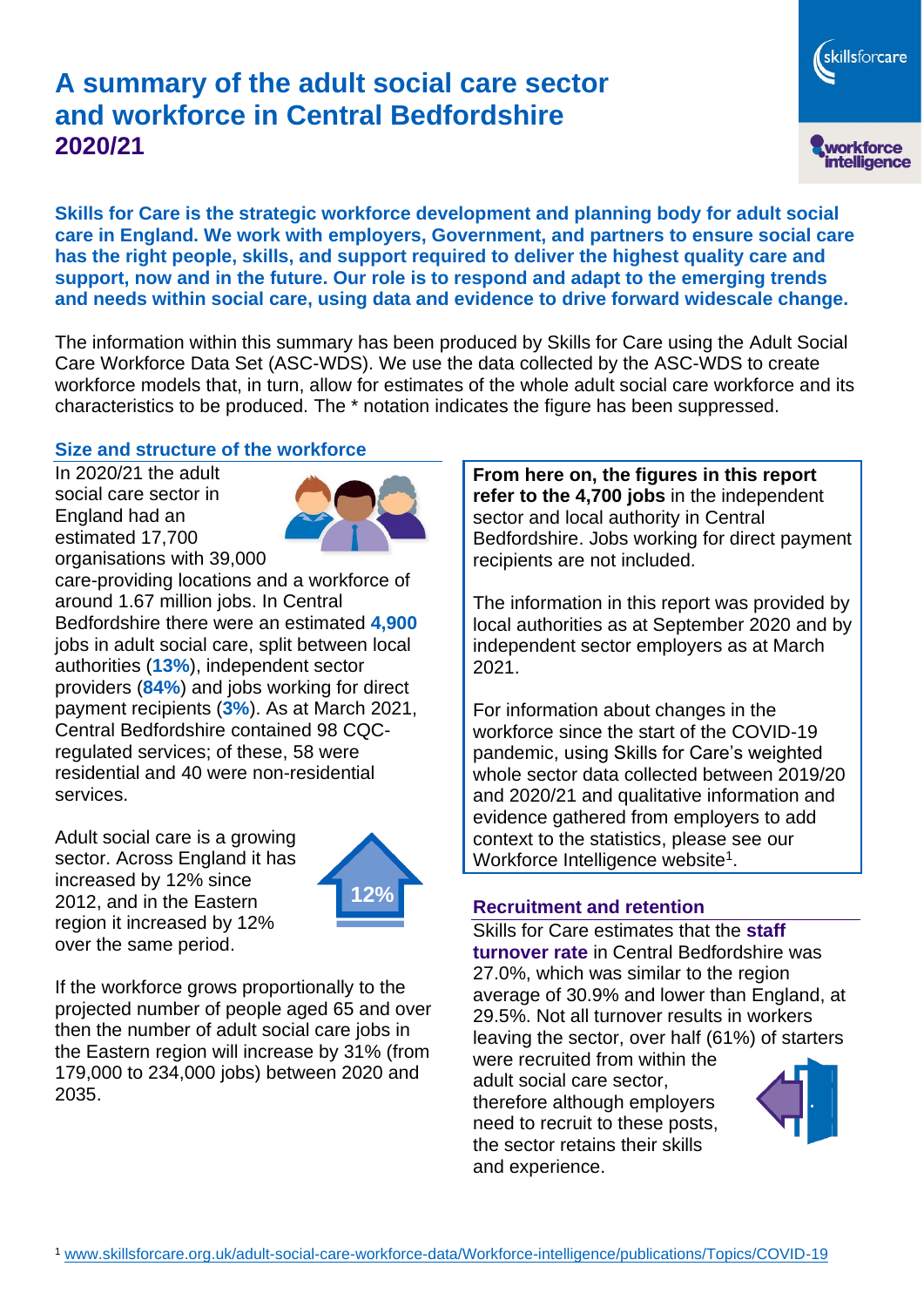# A summary of the adult social care sector and workforce in Central Bedfordshire 2020/21

**Skills for Care is the strategic workforce development and planning body for adult social care in England. We work with employers, Government, and partners to ensure social care has the right people, skills, and support required to deliver the highest quality care and support, now and in the future. Our role is to respond and adapt to the emerging trends and needs within social care, using data and evidence to drive forward widescale change.**

The information within this summary has been produced by Skills for Care using the Adult Social Care Workforce Data Set (ASC-WDS). We use the data collected by the ASC-WDS to create workforce models that, in turn, allow for estimates of the whole adult social care workforce and its characteristics to be produced. The * notation indicates the figure has been suppressed.

## Size and structure of the workforce

In 2020/21 the adult social care sector in England had an estimated 17,700 organisations with 39,000 care-providing locations and a workforce of around 1.67 million jobs. In Central Bedfordshire there were an estimated **4,900** jobs in adult social care, split between local authorities (**13%**), independent sector providers (**84%**) and jobs working for direct payment recipients (**3%**). As at March 2021, Central Bedfordshire contained 98 CQC-regulated services; of these, 58 were residential and 40 were non-residential services.

Adult social care is a growing sector. Across England it has increased by 12% since 2012, and in the Eastern region it increased by 12% over the same period.

12%

If the workforce grows proportionally to the projected number of people aged 65 and over then the number of adult social care jobs in the Eastern region will increase by 31% (from 179,000 to 234,000 jobs) between 2020 and 2035.

**From here on, the figures in this report refer to the 4,700 jobs** in the independent sector and local authority in Central Bedfordshire. Jobs working for direct payment recipients are not included.

The information in this report was provided by local authorities as at September 2020 and by independent sector employers as at March 2021.

For information about changes in the workforce since the start of the COVID-19 pandemic, using Skills for Care's weighted whole sector data collected between 2019/20 and 2020/21 and qualitative information and evidence gathered from employers to add context to the statistics, please see our Workforce Intelligence website[1].

## Recruitment and retention

Skills for Care estimates that the **staff turnover rate** in Central Bedfordshire was 27.0%, which was similar to the region average of 30.9% and lower than England, at 29.5%. Not all turnover results in workers leaving the sector, over half (61%) of starters were recruited from within the adult social care sector, therefore although employers need to recruit to these posts, the sector retains their skills and experience.

[1] www.skillsforcare.org.uk/adult-social-care-workforce-data/Workforce-intelligence/publications/Topics/COVID-19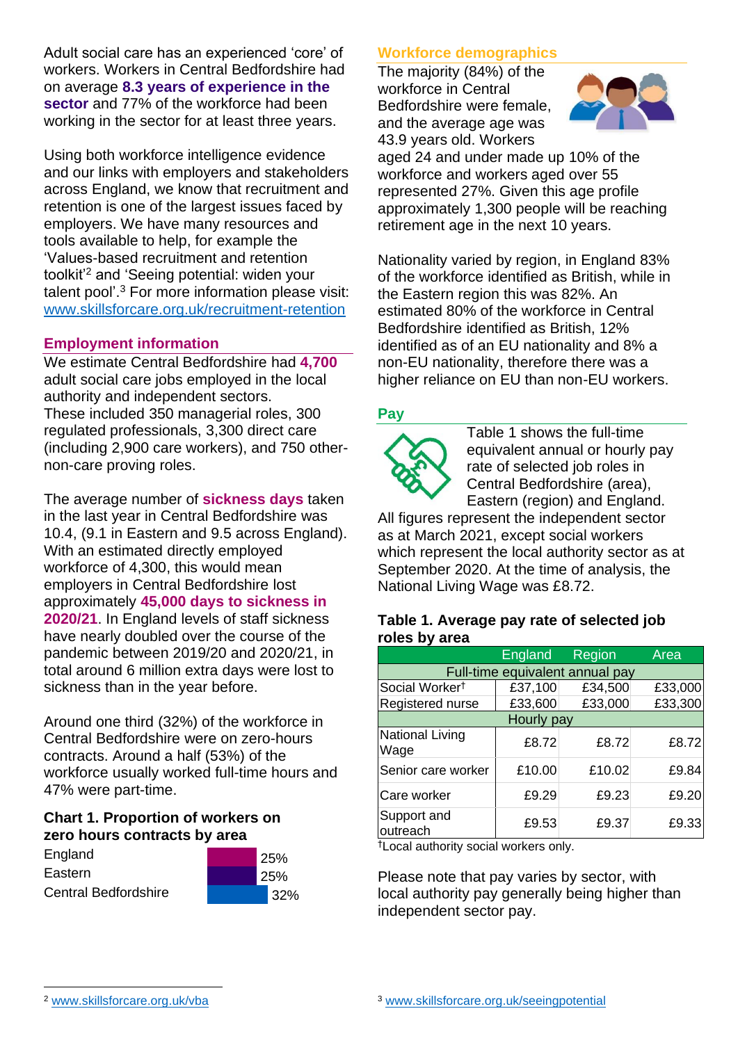Adult social care has an experienced 'core' of workers. Workers in Central Bedfordshire had on average **8.3 years of experience in the sector** and 77% of the workforce had been working in the sector for at least three years.

Using both workforce intelligence evidence and our links with employers and stakeholders across England, we know that recruitment and retention is one of the largest issues faced by employers. We have many resources and tools available to help, for example the 'Values-based recruitment and retention toolkit'[2] and 'Seeing potential: widen your talent pool'.[3] For more information please visit: www.skillsforcare.org.uk/recruitment-retention

## Employment information

We estimate Central Bedfordshire had **4,700** adult social care jobs employed in the local authority and independent sectors. These included 350 managerial roles, 300 regulated professionals, 3,300 direct care (including 2,900 care workers), and 750 other-non-care proving roles.

The average number of **sickness days** taken in the last year in Central Bedfordshire was 10.4, (9.1 in Eastern and 9.5 across England). With an estimated directly employed workforce of 4,300, this would mean employers in Central Bedfordshire lost approximately **45,000 days to sickness in 2020/21**. In England levels of staff sickness have nearly doubled over the course of the pandemic between 2019/20 and 2020/21, in total around 6 million extra days were lost to sickness than in the year before.

Around one third (32%) of the workforce in Central Bedfordshire were on zero-hours contracts. Around a half (53%) of the workforce usually worked full-time hours and 47% were part-time.

### Chart 1. Proportion of workers on zero hours contracts by area

| Area | Proportion |
|---|---|
| England | 25% |
| Eastern | 25% |
| Central Bedfordshire | 32% |

## Workforce demographics

The majority (84%) of the workforce in Central Bedfordshire were female, and the average age was 43.9 years old. Workers aged 24 and under made up 10% of the workforce and workers aged over 55 represented 27%. Given this age profile approximately 1,300 people will be reaching retirement age in the next 10 years.

Nationality varied by region, in England 83% of the workforce identified as British, while in the Eastern region this was 82%. An estimated 80% of the workforce in Central Bedfordshire identified as British, 12% identified as of an EU nationality and 8% a non-EU nationality, therefore there was a higher reliance on EU than non-EU workers.

## Pay

Table 1 shows the full-time equivalent annual or hourly pay rate of selected job roles in Central Bedfordshire (area), Eastern (region) and England. All figures represent the independent sector as at March 2021, except social workers which represent the local authority sector as at September 2020. At the time of analysis, the National Living Wage was £8.72.

### Table 1. Average pay rate of selected job roles by area

| | England | Region | Area |
|---|---|---|---|
| **Full-time equivalent annual pay** | | | |
| Social Worker† | £37,100 | £34,500 | £33,000 |
| Registered nurse | £33,600 | £33,000 | £33,300 |
| **Hourly pay** | | | |
| National Living Wage | £8.72 | £8.72 | £8.72 |
| Senior care worker | £10.00 | £10.02 | £9.84 |
| Care worker | £9.29 | £9.23 | £9.20 |
| Support and outreach | £9.53 | £9.37 | £9.33 |

†Local authority social workers only.

Please note that pay varies by sector, with local authority pay generally being higher than independent sector pay.

[2] www.skillsforcare.org.uk/vba

[3] www.skillsforcare.org.uk/seeingpotential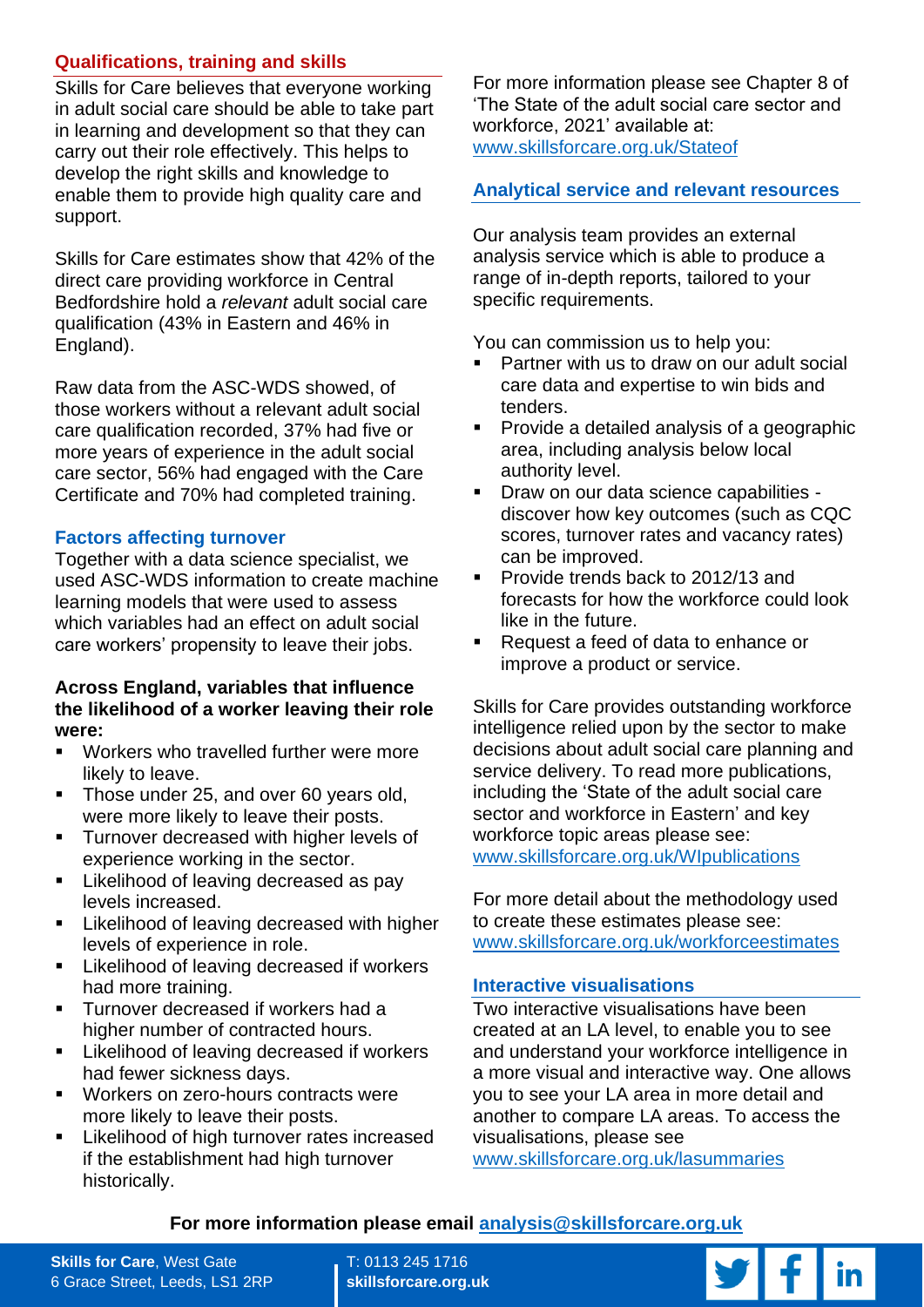## Qualifications, training and skills

Skills for Care believes that everyone working in adult social care should be able to take part in learning and development so that they can carry out their role effectively. This helps to develop the right skills and knowledge to enable them to provide high quality care and support.

Skills for Care estimates show that 42% of the direct care providing workforce in Central Bedfordshire hold a *relevant* adult social care qualification (43% in Eastern and 46% in England).

Raw data from the ASC-WDS showed, of those workers without a relevant adult social care qualification recorded, 37% had five or more years of experience in the adult social care sector, 56% had engaged with the Care Certificate and 70% had completed training.

## Factors affecting turnover

Together with a data science specialist, we used ASC-WDS information to create machine learning models that were used to assess which variables had an effect on adult social care workers' propensity to leave their jobs.

**Across England, variables that influence the likelihood of a worker leaving their role were:**

- Workers who travelled further were more likely to leave.
- Those under 25, and over 60 years old, were more likely to leave their posts.
- Turnover decreased with higher levels of experience working in the sector.
- Likelihood of leaving decreased as pay levels increased.
- Likelihood of leaving decreased with higher levels of experience in role.
- Likelihood of leaving decreased if workers had more training.
- Turnover decreased if workers had a higher number of contracted hours.
- Likelihood of leaving decreased if workers had fewer sickness days.
- Workers on zero-hours contracts were more likely to leave their posts.
- Likelihood of high turnover rates increased if the establishment had high turnover historically.

For more information please see Chapter 8 of 'The State of the adult social care sector and workforce, 2021' available at: www.skillsforcare.org.uk/Stateof

## Analytical service and relevant resources

Our analysis team provides an external analysis service which is able to produce a range of in-depth reports, tailored to your specific requirements.

You can commission us to help you:

- Partner with us to draw on our adult social care data and expertise to win bids and tenders.
- Provide a detailed analysis of a geographic area, including analysis below local authority level.
- Draw on our data science capabilities - discover how key outcomes (such as CQC scores, turnover rates and vacancy rates) can be improved.
- Provide trends back to 2012/13 and forecasts for how the workforce could look like in the future.
- Request a feed of data to enhance or improve a product or service.

Skills for Care provides outstanding workforce intelligence relied upon by the sector to make decisions about adult social care planning and service delivery. To read more publications, including the 'State of the adult social care sector and workforce in Eastern' and key workforce topic areas please see: www.skillsforcare.org.uk/WIpublications

For more detail about the methodology used to create these estimates please see: www.skillsforcare.org.uk/workforceestimates

## Interactive visualisations

Two interactive visualisations have been created at an LA level, to enable you to see and understand your workforce intelligence in a more visual and interactive way. One allows you to see your LA area in more detail and another to compare LA areas. To access the visualisations, please see www.skillsforcare.org.uk/lasummaries

**For more information please email analysis@skillsforcare.org.uk**

**Skills for Care**, West Gate
6 Grace Street, Leeds, LS1 2RP

T: 0113 245 1716
**skillsforcare.org.uk**